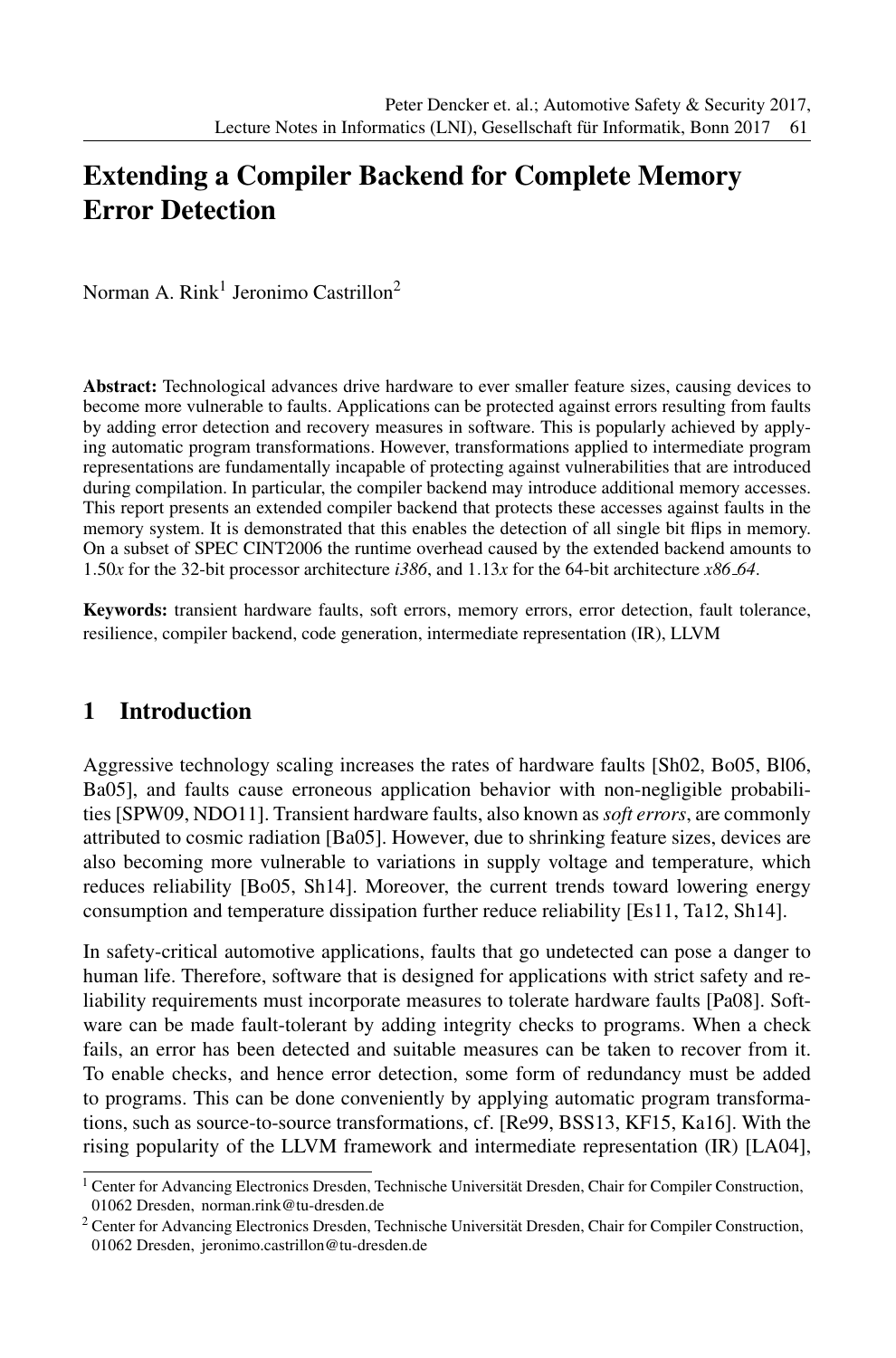# Extending a Compiler Backend for Complete Memory Error Detection

Norman A. Rink[1] Jeronimo Castrillon[2]

**Abstract:** Technological advances drive hardware to ever smaller feature sizes, causing devices to become more vulnerable to faults. Applications can be protected against errors resulting from faults by adding error detection and recovery measures in software. This is popularly achieved by applying automatic program transformations. However, transformations applied to intermediate program representations are fundamentally incapable of protecting against vulnerabilities that are introduced during compilation. In particular, the compiler backend may introduce additional memory accesses. This report presents an extended compiler backend that protects these accesses against faults in the memory system. It is demonstrated that this enables the detection of all single bit flips in memory. On a subset of SPEC CINT2006 the runtime overhead caused by the extended backend amounts to 1.50*x* for the 32-bit processor architecture *i386*, and 1.13*x* for the 64-bit architecture *x86_64*.

**Keywords:** transient hardware faults, soft errors, memory errors, error detection, fault tolerance, resilience, compiler backend, code generation, intermediate representation (IR), LLVM

## 1 Introduction

Aggressive technology scaling increases the rates of hardware faults [Sh02, Bo05, Bl06, Ba05], and faults cause erroneous application behavior with non-negligible probabilities [SPW09, NDO11]. Transient hardware faults, also known as *soft errors*, are commonly attributed to cosmic radiation [Ba05]. However, due to shrinking feature sizes, devices are also becoming more vulnerable to variations in supply voltage and temperature, which reduces reliability [Bo05, Sh14]. Moreover, the current trends toward lowering energy consumption and temperature dissipation further reduce reliability [Es11, Ta12, Sh14].

In safety-critical automotive applications, faults that go undetected can pose a danger to human life. Therefore, software that is designed for applications with strict safety and reliability requirements must incorporate measures to tolerate hardware faults [Pa08]. Software can be made fault-tolerant by adding integrity checks to programs. When a check fails, an error has been detected and suitable measures can be taken to recover from it. To enable checks, and hence error detection, some form of redundancy must be added to programs. This can be done conveniently by applying automatic program transformations, such as source-to-source transformations, cf. [Re99, BSS13, KF15, Ka16]. With the rising popularity of the LLVM framework and intermediate representation (IR) [LA04],

[1] Center for Advancing Electronics Dresden, Technische Universität Dresden, Chair for Compiler Construction, 01062 Dresden, norman.rink@tu-dresden.de

[2] Center for Advancing Electronics Dresden, Technische Universität Dresden, Chair for Compiler Construction, 01062 Dresden, jeronimo.castrillon@tu-dresden.de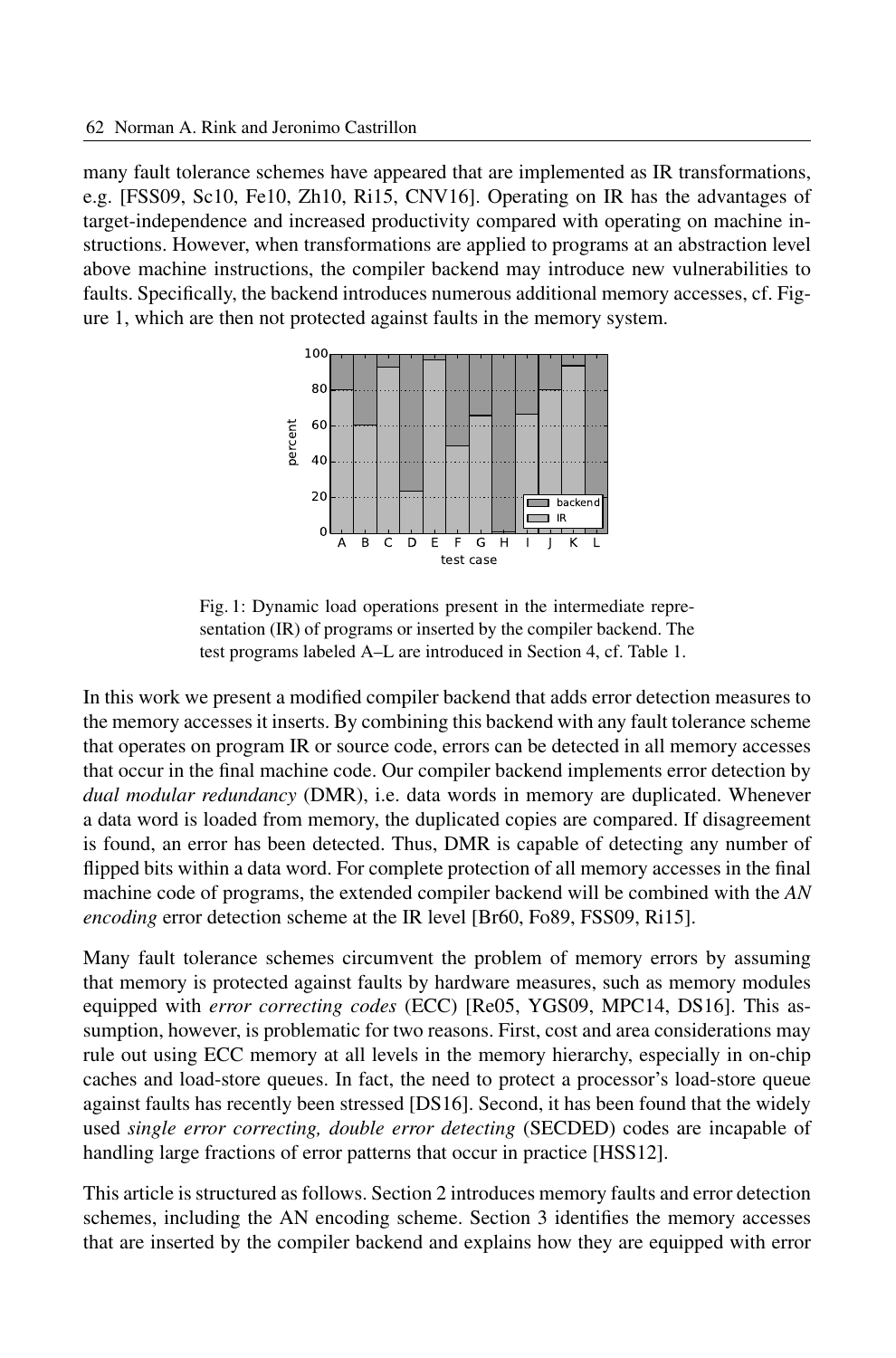many fault tolerance schemes have appeared that are implemented as IR transformations, e.g. [FSS09, Sc10, Fe10, Zh10, Ri15, CNV16]. Operating on IR has the advantages of target-independence and increased productivity compared with operating on machine instructions. However, when transformations are applied to programs at an abstraction level above machine instructions, the compiler backend may introduce new vulnerabilities to faults. Specifically, the backend introduces numerous additional memory accesses, cf. Figure 1, which are then not protected against faults in the memory system.

Fig. 1: Dynamic load operations present in the intermediate representation (IR) of programs or inserted by the compiler backend. The test programs labeled A–L are introduced in Section 4, cf. Table 1.

In this work we present a modified compiler backend that adds error detection measures to the memory accesses it inserts. By combining this backend with any fault tolerance scheme that operates on program IR or source code, errors can be detected in all memory accesses that occur in the final machine code. Our compiler backend implements error detection by *dual modular redundancy* (DMR), i.e. data words in memory are duplicated. Whenever a data word is loaded from memory, the duplicated copies are compared. If disagreement is found, an error has been detected. Thus, DMR is capable of detecting any number of flipped bits within a data word. For complete protection of all memory accesses in the final machine code of programs, the extended compiler backend will be combined with the *AN encoding* error detection scheme at the IR level [Br60, Fo89, FSS09, Ri15].

Many fault tolerance schemes circumvent the problem of memory errors by assuming that memory is protected against faults by hardware measures, such as memory modules equipped with *error correcting codes* (ECC) [Re05, YGS09, MPC14, DS16]. This assumption, however, is problematic for two reasons. First, cost and area considerations may rule out using ECC memory at all levels in the memory hierarchy, especially in on-chip caches and load-store queues. In fact, the need to protect a processor's load-store queue against faults has recently been stressed [DS16]. Second, it has been found that the widely used *single error correcting, double error detecting* (SECDED) codes are incapable of handling large fractions of error patterns that occur in practice [HSS12].

This article is structured as follows. Section 2 introduces memory faults and error detection schemes, including the AN encoding scheme. Section 3 identifies the memory accesses that are inserted by the compiler backend and explains how they are equipped with error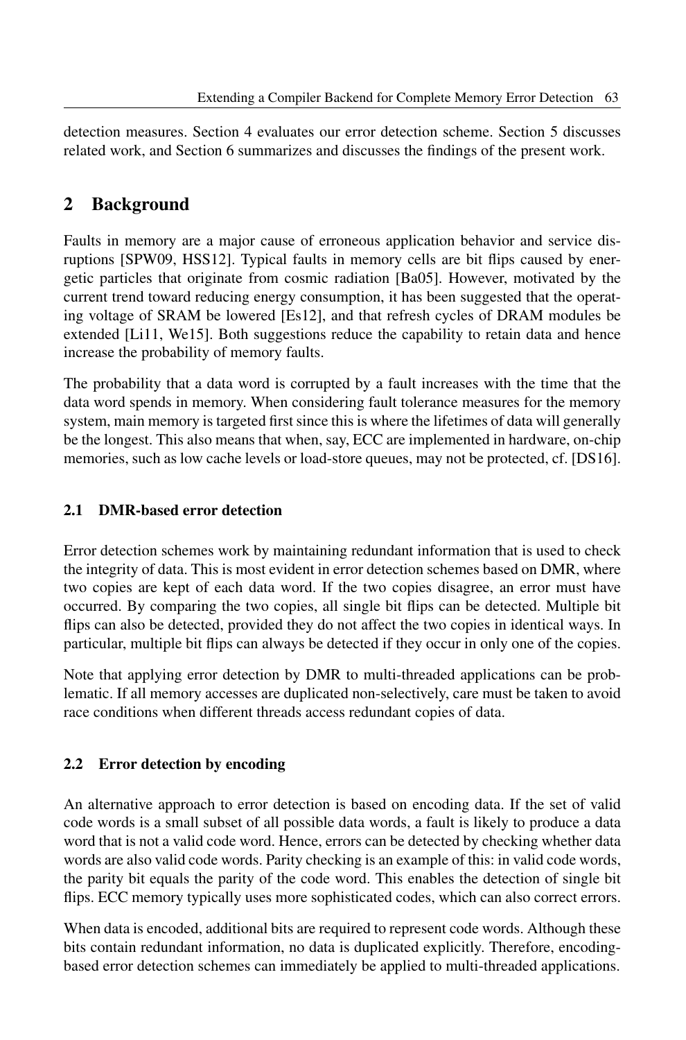detection measures. Section 4 evaluates our error detection scheme. Section 5 discusses related work, and Section 6 summarizes and discusses the findings of the present work.

## 2 Background

Faults in memory are a major cause of erroneous application behavior and service disruptions [SPW09, HSS12]. Typical faults in memory cells are bit flips caused by energetic particles that originate from cosmic radiation [Ba05]. However, motivated by the current trend toward reducing energy consumption, it has been suggested that the operating voltage of SRAM be lowered [Es12], and that refresh cycles of DRAM modules be extended [Li11, We15]. Both suggestions reduce the capability to retain data and hence increase the probability of memory faults.

The probability that a data word is corrupted by a fault increases with the time that the data word spends in memory. When considering fault tolerance measures for the memory system, main memory is targeted first since this is where the lifetimes of data will generally be the longest. This also means that when, say, ECC are implemented in hardware, on-chip memories, such as low cache levels or load-store queues, may not be protected, cf. [DS16].

### 2.1 DMR-based error detection

Error detection schemes work by maintaining redundant information that is used to check the integrity of data. This is most evident in error detection schemes based on DMR, where two copies are kept of each data word. If the two copies disagree, an error must have occurred. By comparing the two copies, all single bit flips can be detected. Multiple bit flips can also be detected, provided they do not affect the two copies in identical ways. In particular, multiple bit flips can always be detected if they occur in only one of the copies.

Note that applying error detection by DMR to multi-threaded applications can be problematic. If all memory accesses are duplicated non-selectively, care must be taken to avoid race conditions when different threads access redundant copies of data.

### 2.2 Error detection by encoding

An alternative approach to error detection is based on encoding data. If the set of valid code words is a small subset of all possible data words, a fault is likely to produce a data word that is not a valid code word. Hence, errors can be detected by checking whether data words are also valid code words. Parity checking is an example of this: in valid code words, the parity bit equals the parity of the code word. This enables the detection of single bit flips. ECC memory typically uses more sophisticated codes, which can also correct errors.

When data is encoded, additional bits are required to represent code words. Although these bits contain redundant information, no data is duplicated explicitly. Therefore, encoding-based error detection schemes can immediately be applied to multi-threaded applications.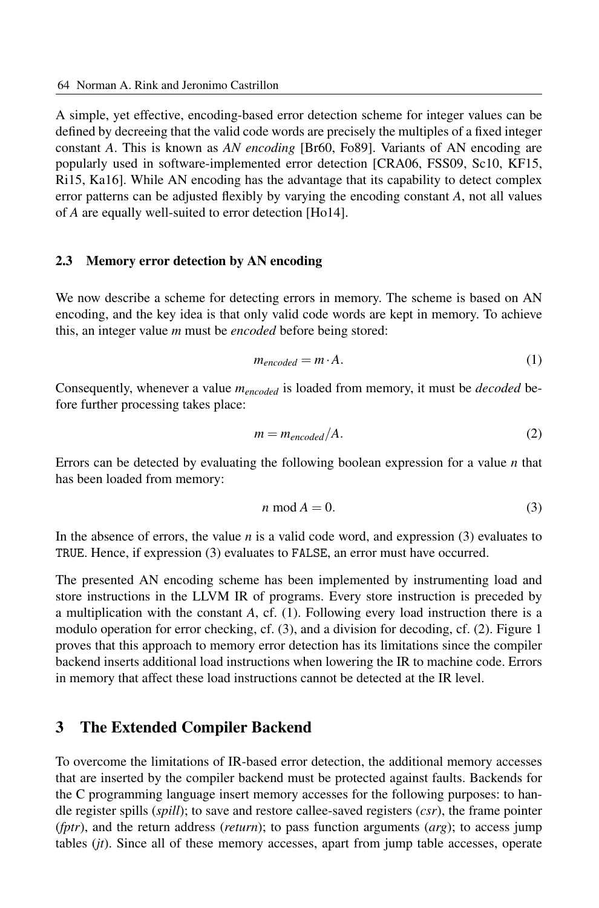A simple, yet effective, encoding-based error detection scheme for integer values can be defined by decreeing that the valid code words are precisely the multiples of a fixed integer constant $A$. This is known as *AN encoding* [Br60, Fo89]. Variants of AN encoding are popularly used in software-implemented error detection [CRA06, FSS09, Sc10, KF15, Ri15, Ka16]. While AN encoding has the advantage that its capability to detect complex error patterns can be adjusted flexibly by varying the encoding constant $A$, not all values of $A$ are equally well-suited to error detection [Ho14].

### 2.3 Memory error detection by AN encoding

We now describe a scheme for detecting errors in memory. The scheme is based on AN encoding, and the key idea is that only valid code words are kept in memory. To achieve this, an integer value $m$ must be *encoded* before being stored:

$$m_{encoded} = m \cdot A. \tag{1}$$

Consequently, whenever a value $m_{encoded}$ is loaded from memory, it must be *decoded* before further processing takes place:

$$m = m_{encoded}/A. \tag{2}$$

Errors can be detected by evaluating the following boolean expression for a value $n$ that has been loaded from memory:

$$n \bmod A = 0. \tag{3}$$

In the absence of errors, the value $n$ is a valid code word, and expression (3) evaluates to TRUE. Hence, if expression (3) evaluates to FALSE, an error must have occurred.

The presented AN encoding scheme has been implemented by instrumenting load and store instructions in the LLVM IR of programs. Every store instruction is preceded by a multiplication with the constant $A$, cf. (1). Following every load instruction there is a modulo operation for error checking, cf. (3), and a division for decoding, cf. (2). Figure 1 proves that this approach to memory error detection has its limitations since the compiler backend inserts additional load instructions when lowering the IR to machine code. Errors in memory that affect these load instructions cannot be detected at the IR level.

## 3 The Extended Compiler Backend

To overcome the limitations of IR-based error detection, the additional memory accesses that are inserted by the compiler backend must be protected against faults. Backends for the C programming language insert memory accesses for the following purposes: to handle register spills (*spill*); to save and restore callee-saved registers (*csr*), the frame pointer (*fptr*), and the return address (*return*); to pass function arguments (*arg*); to access jump tables (*jt*). Since all of these memory accesses, apart from jump table accesses, operate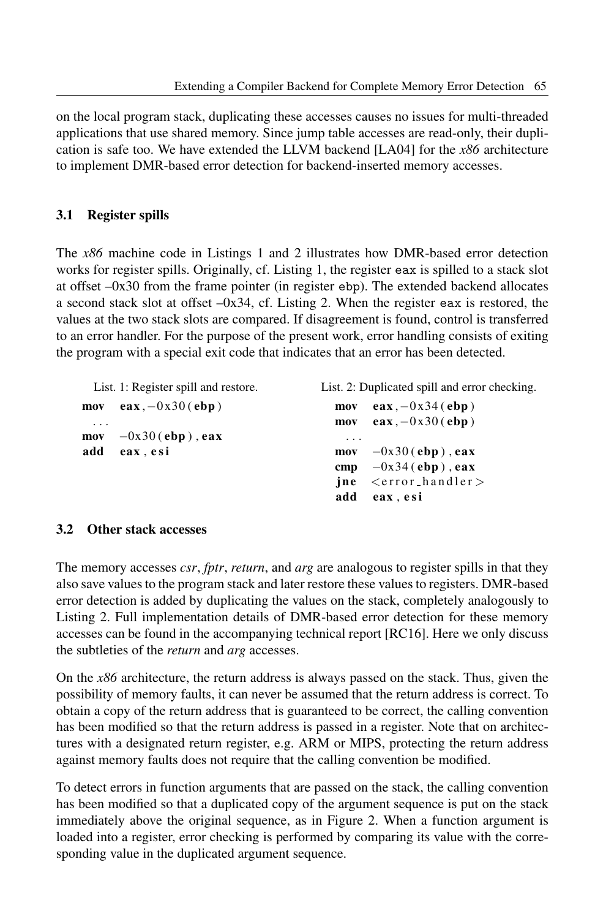on the local program stack, duplicating these accesses causes no issues for multi-threaded applications that use shared memory. Since jump table accesses are read-only, their duplication is safe too. We have extended the LLVM backend [LA04] for the *x86* architecture to implement DMR-based error detection for backend-inserted memory accesses.

### 3.1 Register spills

The *x86* machine code in Listings 1 and 2 illustrates how DMR-based error detection works for register spills. Originally, cf. Listing 1, the register eax is spilled to a stack slot at offset –0x30 from the frame pointer (in register ebp). The extended backend allocates a second stack slot at offset –0x34, cf. Listing 2. When the register eax is restored, the values at the two stack slots are compared. If disagreement is found, control is transferred to an error handler. For the purpose of the present work, error handling consists of exiting the program with a special exit code that indicates that an error has been detected.

List. 1: Register spill and restore.

```
mov   eax, -0x30(ebp)
 ...
mov   -0x30(ebp), eax
add   eax, esi
```

List. 2: Duplicated spill and error checking.

```
mov   eax, -0x34(ebp)
mov   eax, -0x30(ebp)
 ...
mov   -0x30(ebp), eax
cmp   -0x34(ebp), eax
jne   <error_handler>
add   eax, esi
```

### 3.2 Other stack accesses

The memory accesses *csr*, *fptr*, *return*, and *arg* are analogous to register spills in that they also save values to the program stack and later restore these values to registers. DMR-based error detection is added by duplicating the values on the stack, completely analogously to Listing 2. Full implementation details of DMR-based error detection for these memory accesses can be found in the accompanying technical report [RC16]. Here we only discuss the subtleties of the *return* and *arg* accesses.

On the *x86* architecture, the return address is always passed on the stack. Thus, given the possibility of memory faults, it can never be assumed that the return address is correct. To obtain a copy of the return address that is guaranteed to be correct, the calling convention has been modified so that the return address is passed in a register. Note that on architectures with a designated return register, e.g. ARM or MIPS, protecting the return address against memory faults does not require that the calling convention be modified.

To detect errors in function arguments that are passed on the stack, the calling convention has been modified so that a duplicated copy of the argument sequence is put on the stack immediately above the original sequence, as in Figure 2. When a function argument is loaded into a register, error checking is performed by comparing its value with the corresponding value in the duplicated argument sequence.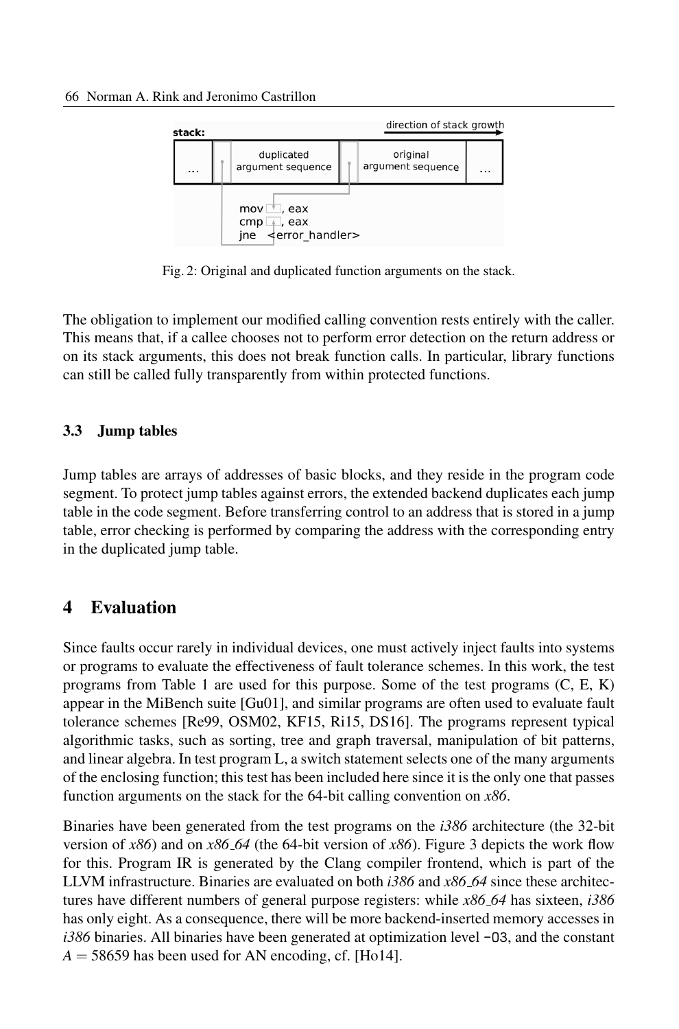Fig. 2: Original and duplicated function arguments on the stack.

The obligation to implement our modified calling convention rests entirely with the caller. This means that, if a callee chooses not to perform error detection on the return address or on its stack arguments, this does not break function calls. In particular, library functions can still be called fully transparently from within protected functions.

### 3.3 Jump tables

Jump tables are arrays of addresses of basic blocks, and they reside in the program code segment. To protect jump tables against errors, the extended backend duplicates each jump table in the code segment. Before transferring control to an address that is stored in a jump table, error checking is performed by comparing the address with the corresponding entry in the duplicated jump table.

## 4 Evaluation

Since faults occur rarely in individual devices, one must actively inject faults into systems or programs to evaluate the effectiveness of fault tolerance schemes. In this work, the test programs from Table 1 are used for this purpose. Some of the test programs (C, E, K) appear in the MiBench suite [Gu01], and similar programs are often used to evaluate fault tolerance schemes [Re99, OSM02, KF15, Ri15, DS16]. The programs represent typical algorithmic tasks, such as sorting, tree and graph traversal, manipulation of bit patterns, and linear algebra. In test program L, a switch statement selects one of the many arguments of the enclosing function; this test has been included here since it is the only one that passes function arguments on the stack for the 64-bit calling convention on *x86*.

Binaries have been generated from the test programs on the *i386* architecture (the 32-bit version of *x86*) and on *x86_64* (the 64-bit version of *x86*). Figure 3 depicts the work flow for this. Program IR is generated by the Clang compiler frontend, which is part of the LLVM infrastructure. Binaries are evaluated on both *i386* and *x86_64* since these architectures have different numbers of general purpose registers: while *x86_64* has sixteen, *i386* has only eight. As a consequence, there will be more backend-inserted memory accesses in *i386* binaries. All binaries have been generated at optimization level `-O3`, and the constant $A = 58659$ has been used for AN encoding, cf. [Ho14].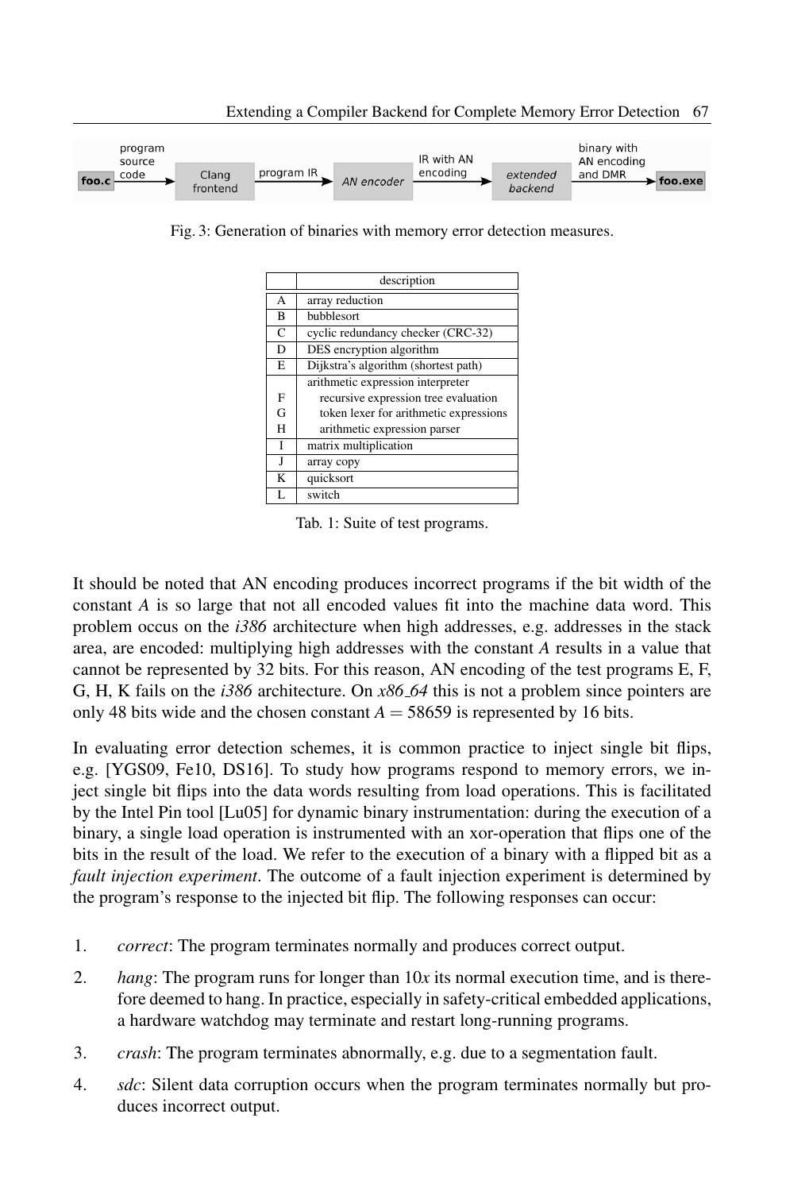Fig. 3: Generation of binaries with memory error detection measures.

| | description |
|---|---|
| A | array reduction |
| B | bubblesort |
| C | cyclic redundancy checker (CRC-32) |
| D | DES encryption algorithm |
| E | Dijkstra's algorithm (shortest path) |
| | arithmetic expression interpreter |
| F | recursive expression tree evaluation |
| G | token lexer for arithmetic expressions |
| H | arithmetic expression parser |
| I | matrix multiplication |
| J | array copy |
| K | quicksort |
| L | switch |

Tab. 1: Suite of test programs.

It should be noted that AN encoding produces incorrect programs if the bit width of the constant $A$ is so large that not all encoded values fit into the machine data word. This problem occus on the *i386* architecture when high addresses, e.g. addresses in the stack area, are encoded: multiplying high addresses with the constant $A$ results in a value that cannot be represented by 32 bits. For this reason, AN encoding of the test programs E, F, G, H, K fails on the *i386* architecture. On *x86_64* this is not a problem since pointers are only 48 bits wide and the chosen constant $A = 58659$ is represented by 16 bits.

In evaluating error detection schemes, it is common practice to inject single bit flips, e.g. [YGS09, Fe10, DS16]. To study how programs respond to memory errors, we inject single bit flips into the data words resulting from load operations. This is facilitated by the Intel Pin tool [Lu05] for dynamic binary instrumentation: during the execution of a binary, a single load operation is instrumented with an xor-operation that flips one of the bits in the result of the load. We refer to the execution of a binary with a flipped bit as a *fault injection experiment*. The outcome of a fault injection experiment is determined by the program's response to the injected bit flip. The following responses can occur:

1. *correct*: The program terminates normally and produces correct output.
2. *hang*: The program runs for longer than 10$x$ its normal execution time, and is therefore deemed to hang. In practice, especially in safety-critical embedded applications, a hardware watchdog may terminate and restart long-running programs.
3. *crash*: The program terminates abnormally, e.g. due to a segmentation fault.
4. *sdc*: Silent data corruption occurs when the program terminates normally but produces incorrect output.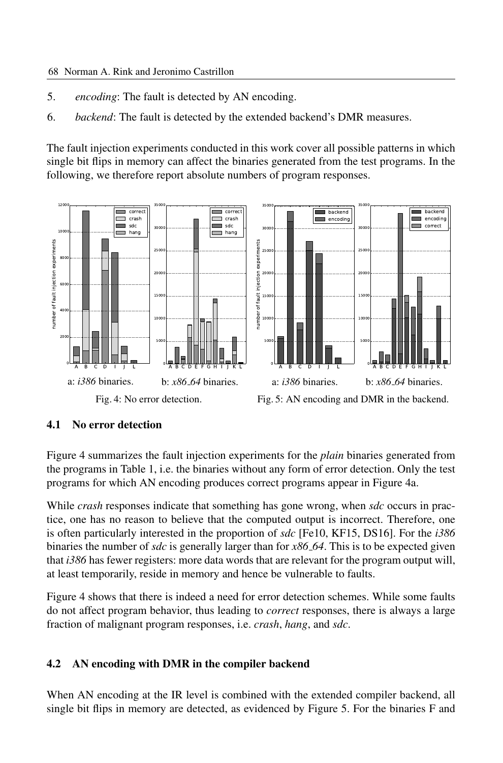5. *encoding*: The fault is detected by AN encoding.
6. *backend*: The fault is detected by the extended backend's DMR measures.

The fault injection experiments conducted in this work cover all possible patterns in which single bit flips in memory can affect the binaries generated from the test programs. In the following, we therefore report absolute numbers of program responses.

a: *i386* binaries. b: *x86_64* binaries.

Fig. 4: No error detection.

a: *i386* binaries. b: *x86_64* binaries.

Fig. 5: AN encoding and DMR in the backend.

## 4.1 No error detection

Figure 4 summarizes the fault injection experiments for the *plain* binaries generated from the programs in Table 1, i.e. the binaries without any form of error detection. Only the test programs for which AN encoding produces correct programs appear in Figure 4a.

While *crash* responses indicate that something has gone wrong, when *sdc* occurs in practice, one has no reason to believe that the computed output is incorrect. Therefore, one is often particularly interested in the proportion of *sdc* [Fe10, KF15, DS16]. For the *i386* binaries the number of *sdc* is generally larger than for *x86_64*. This is to be expected given that *i386* has fewer registers: more data words that are relevant for the program output will, at least temporarily, reside in memory and hence be vulnerable to faults.

Figure 4 shows that there is indeed a need for error detection schemes. While some faults do not affect program behavior, thus leading to *correct* responses, there is always a large fraction of malignant program responses, i.e. *crash*, *hang*, and *sdc*.

## 4.2 AN encoding with DMR in the compiler backend

When AN encoding at the IR level is combined with the extended compiler backend, all single bit flips in memory are detected, as evidenced by Figure 5. For the binaries F and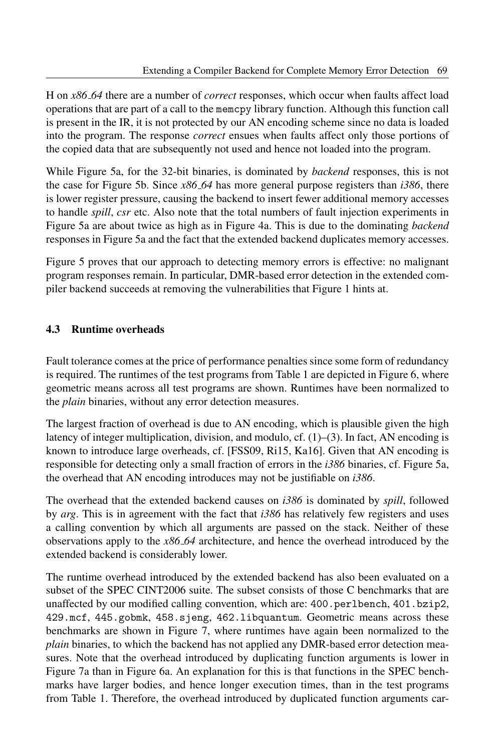H on *x86_64* there are a number of *correct* responses, which occur when faults affect load operations that are part of a call to the memcpy library function. Although this function call is present in the IR, it is not protected by our AN encoding scheme since no data is loaded into the program. The response *correct* ensues when faults affect only those portions of the copied data that are subsequently not used and hence not loaded into the program.

While Figure 5a, for the 32-bit binaries, is dominated by *backend* responses, this is not the case for Figure 5b. Since *x86_64* has more general purpose registers than *i386*, there is lower register pressure, causing the backend to insert fewer additional memory accesses to handle *spill*, *csr* etc. Also note that the total numbers of fault injection experiments in Figure 5a are about twice as high as in Figure 4a. This is due to the dominating *backend* responses in Figure 5a and the fact that the extended backend duplicates memory accesses.

Figure 5 proves that our approach to detecting memory errors is effective: no malignant program responses remain. In particular, DMR-based error detection in the extended compiler backend succeeds at removing the vulnerabilities that Figure 1 hints at.

### 4.3 Runtime overheads

Fault tolerance comes at the price of performance penalties since some form of redundancy is required. The runtimes of the test programs from Table 1 are depicted in Figure 6, where geometric means across all test programs are shown. Runtimes have been normalized to the *plain* binaries, without any error detection measures.

The largest fraction of overhead is due to AN encoding, which is plausible given the high latency of integer multiplication, division, and modulo, cf. (1)–(3). In fact, AN encoding is known to introduce large overheads, cf. [FSS09, Ri15, Ka16]. Given that AN encoding is responsible for detecting only a small fraction of errors in the *i386* binaries, cf. Figure 5a, the overhead that AN encoding introduces may not be justifiable on *i386*.

The overhead that the extended backend causes on *i386* is dominated by *spill*, followed by *arg*. This is in agreement with the fact that *i386* has relatively few registers and uses a calling convention by which all arguments are passed on the stack. Neither of these observations apply to the *x86_64* architecture, and hence the overhead introduced by the extended backend is considerably lower.

The runtime overhead introduced by the extended backend has also been evaluated on a subset of the SPEC CINT2006 suite. The subset consists of those C benchmarks that are unaffected by our modified calling convention, which are: 400.perlbench, 401.bzip2, 429.mcf, 445.gobmk, 458.sjeng, 462.libquantum. Geometric means across these benchmarks are shown in Figure 7, where runtimes have again been normalized to the *plain* binaries, to which the backend has not applied any DMR-based error detection measures. Note that the overhead introduced by duplicating function arguments is lower in Figure 7a than in Figure 6a. An explanation for this is that functions in the SPEC benchmarks have larger bodies, and hence longer execution times, than in the test programs from Table 1. Therefore, the overhead introduced by duplicated function arguments car-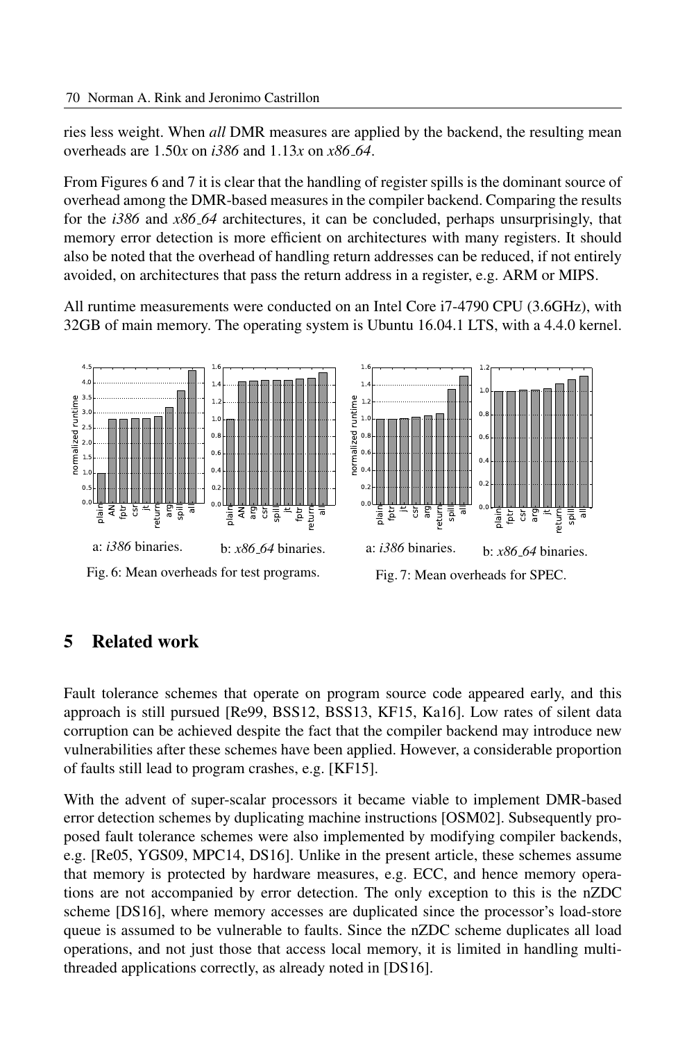ries less weight. When *all* DMR measures are applied by the backend, the resulting mean overheads are 1.50*x* on *i386* and 1.13*x* on *x86_64*.

From Figures 6 and 7 it is clear that the handling of register spills is the dominant source of overhead among the DMR-based measures in the compiler backend. Comparing the results for the *i386* and *x86_64* architectures, it can be concluded, perhaps unsurprisingly, that memory error detection is more efficient on architectures with many registers. It should also be noted that the overhead of handling return addresses can be reduced, if not entirely avoided, on architectures that pass the return address in a register, e.g. ARM or MIPS.

All runtime measurements were conducted on an Intel Core i7-4790 CPU (3.6GHz), with 32GB of main memory. The operating system is Ubuntu 16.04.1 LTS, with a 4.4.0 kernel.

a: *i386* binaries. b: *x86_64* binaries.

Fig. 6: Mean overheads for test programs.

a: *i386* binaries. b: *x86_64* binaries.

Fig. 7: Mean overheads for SPEC.

## 5 Related work

Fault tolerance schemes that operate on program source code appeared early, and this approach is still pursued [Re99, BSS12, BSS13, KF15, Ka16]. Low rates of silent data corruption can be achieved despite the fact that the compiler backend may introduce new vulnerabilities after these schemes have been applied. However, a considerable proportion of faults still lead to program crashes, e.g. [KF15].

With the advent of super-scalar processors it became viable to implement DMR-based error detection schemes by duplicating machine instructions [OSM02]. Subsequently proposed fault tolerance schemes were also implemented by modifying compiler backends, e.g. [Re05, YGS09, MPC14, DS16]. Unlike in the present article, these schemes assume that memory is protected by hardware measures, e.g. ECC, and hence memory operations are not accompanied by error detection. The only exception to this is the nZDC scheme [DS16], where memory accesses are duplicated since the processor's load-store queue is assumed to be vulnerable to faults. Since the nZDC scheme duplicates all load operations, and not just those that access local memory, it is limited in handling multi-threaded applications correctly, as already noted in [DS16].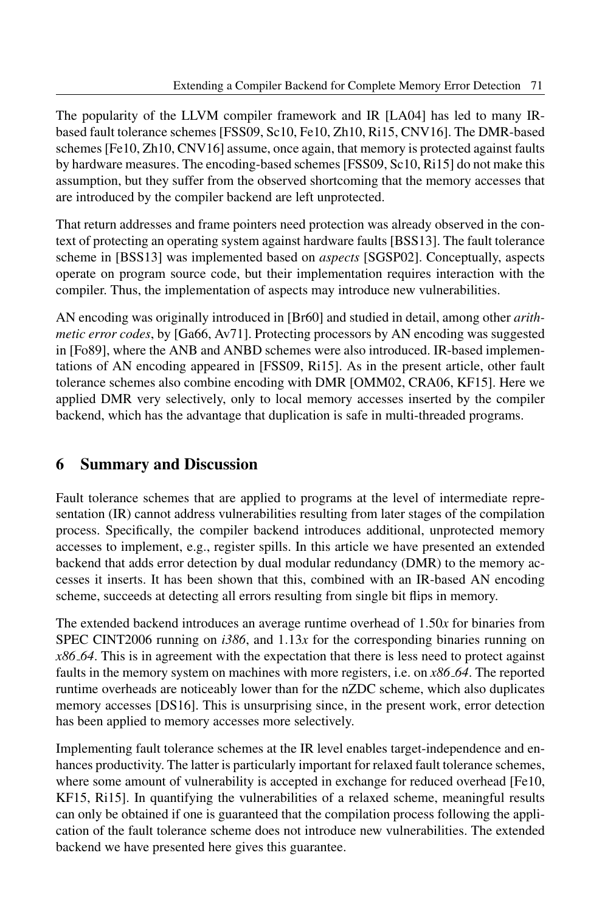The popularity of the LLVM compiler framework and IR [LA04] has led to many IR-based fault tolerance schemes [FSS09, Sc10, Fe10, Zh10, Ri15, CNV16]. The DMR-based schemes [Fe10, Zh10, CNV16] assume, once again, that memory is protected against faults by hardware measures. The encoding-based schemes [FSS09, Sc10, Ri15] do not make this assumption, but they suffer from the observed shortcoming that the memory accesses that are introduced by the compiler backend are left unprotected.

That return addresses and frame pointers need protection was already observed in the context of protecting an operating system against hardware faults [BSS13]. The fault tolerance scheme in [BSS13] was implemented based on *aspects* [SGSP02]. Conceptually, aspects operate on program source code, but their implementation requires interaction with the compiler. Thus, the implementation of aspects may introduce new vulnerabilities.

AN encoding was originally introduced in [Br60] and studied in detail, among other *arithmetic error codes*, by [Ga66, Av71]. Protecting processors by AN encoding was suggested in [Fo89], where the ANB and ANBD schemes were also introduced. IR-based implementations of AN encoding appeared in [FSS09, Ri15]. As in the present article, other fault tolerance schemes also combine encoding with DMR [OMM02, CRA06, KF15]. Here we applied DMR very selectively, only to local memory accesses inserted by the compiler backend, which has the advantage that duplication is safe in multi-threaded programs.

## 6 Summary and Discussion

Fault tolerance schemes that are applied to programs at the level of intermediate representation (IR) cannot address vulnerabilities resulting from later stages of the compilation process. Specifically, the compiler backend introduces additional, unprotected memory accesses to implement, e.g., register spills. In this article we have presented an extended backend that adds error detection by dual modular redundancy (DMR) to the memory accesses it inserts. It has been shown that this, combined with an IR-based AN encoding scheme, succeeds at detecting all errors resulting from single bit flips in memory.

The extended backend introduces an average runtime overhead of $1.50x$ for binaries from SPEC CINT2006 running on *i386*, and $1.13x$ for the corresponding binaries running on *x86_64*. This is in agreement with the expectation that there is less need to protect against faults in the memory system on machines with more registers, i.e. on *x86_64*. The reported runtime overheads are noticeably lower than for the nZDC scheme, which also duplicates memory accesses [DS16]. This is unsurprising since, in the present work, error detection has been applied to memory accesses more selectively.

Implementing fault tolerance schemes at the IR level enables target-independence and enhances productivity. The latter is particularly important for relaxed fault tolerance schemes, where some amount of vulnerability is accepted in exchange for reduced overhead [Fe10, KF15, Ri15]. In quantifying the vulnerabilities of a relaxed scheme, meaningful results can only be obtained if one is guaranteed that the compilation process following the application of the fault tolerance scheme does not introduce new vulnerabilities. The extended backend we have presented here gives this guarantee.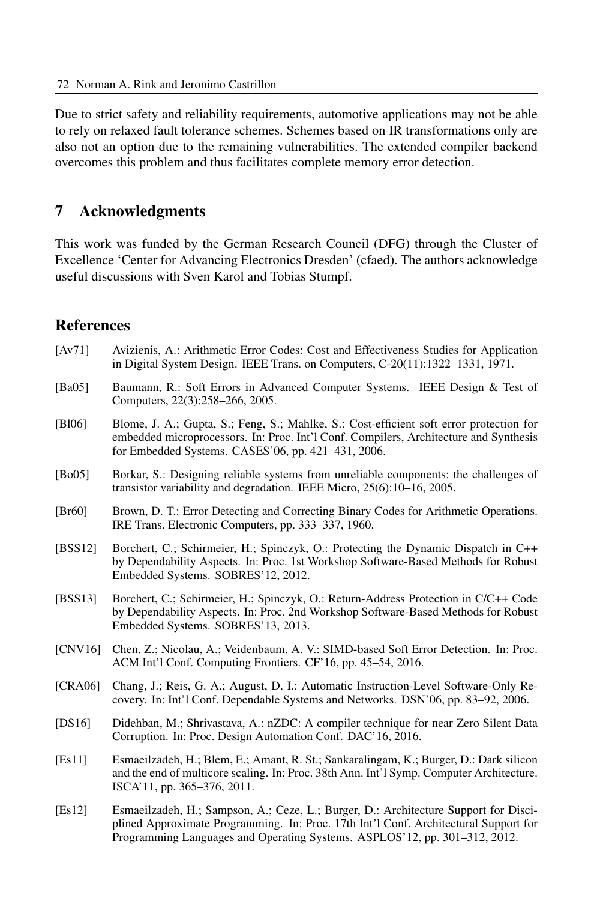Due to strict safety and reliability requirements, automotive applications may not be able to rely on relaxed fault tolerance schemes. Schemes based on IR transformations only are also not an option due to the remaining vulnerabilities. The extended compiler backend overcomes this problem and thus facilitates complete memory error detection.

## 7 Acknowledgments

This work was funded by the German Research Council (DFG) through the Cluster of Excellence 'Center for Advancing Electronics Dresden' (cfaed). The authors acknowledge useful discussions with Sven Karol and Tobias Stumpf.

## References

[Av71] Avizienis, A.: Arithmetic Error Codes: Cost and Effectiveness Studies for Application in Digital System Design. IEEE Trans. on Computers, C-20(11):1322–1331, 1971.

[Ba05] Baumann, R.: Soft Errors in Advanced Computer Systems. IEEE Design & Test of Computers, 22(3):258–266, 2005.

[Bl06] Blome, J. A.; Gupta, S.; Feng, S.; Mahlke, S.: Cost-efficient soft error protection for embedded microprocessors. In: Proc. Int'l Conf. Compilers, Architecture and Synthesis for Embedded Systems. CASES'06, pp. 421–431, 2006.

[Bo05] Borkar, S.: Designing reliable systems from unreliable components: the challenges of transistor variability and degradation. IEEE Micro, 25(6):10–16, 2005.

[Br60] Brown, D. T.: Error Detecting and Correcting Binary Codes for Arithmetic Operations. IRE Trans. Electronic Computers, pp. 333–337, 1960.

[BSS12] Borchert, C.; Schirmeier, H.; Spinczyk, O.: Protecting the Dynamic Dispatch in C++ by Dependability Aspects. In: Proc. 1st Workshop Software-Based Methods for Robust Embedded Systems. SOBRES'12, 2012.

[BSS13] Borchert, C.; Schirmeier, H.; Spinczyk, O.: Return-Address Protection in C/C++ Code by Dependability Aspects. In: Proc. 2nd Workshop Software-Based Methods for Robust Embedded Systems. SOBRES'13, 2013.

[CNV16] Chen, Z.; Nicolau, A.; Veidenbaum, A. V.: SIMD-based Soft Error Detection. In: Proc. ACM Int'l Conf. Computing Frontiers. CF'16, pp. 45–54, 2016.

[CRA06] Chang, J.; Reis, G. A.; August, D. I.: Automatic Instruction-Level Software-Only Recovery. In: Int'l Conf. Dependable Systems and Networks. DSN'06, pp. 83–92, 2006.

[DS16] Didehban, M.; Shrivastava, A.: nZDC: A compiler technique for near Zero Silent Data Corruption. In: Proc. Design Automation Conf. DAC'16, 2016.

[Es11] Esmaeilzadeh, H.; Blem, E.; Amant, R. St.; Sankaralingam, K.; Burger, D.: Dark silicon and the end of multicore scaling. In: Proc. 38th Ann. Int'l Symp. Computer Architecture. ISCA'11, pp. 365–376, 2011.

[Es12] Esmaeilzadeh, H.; Sampson, A.; Ceze, L.; Burger, D.: Architecture Support for Disciplined Approximate Programming. In: Proc. 17th Int'l Conf. Architectural Support for Programming Languages and Operating Systems. ASPLOS'12, pp. 301–312, 2012.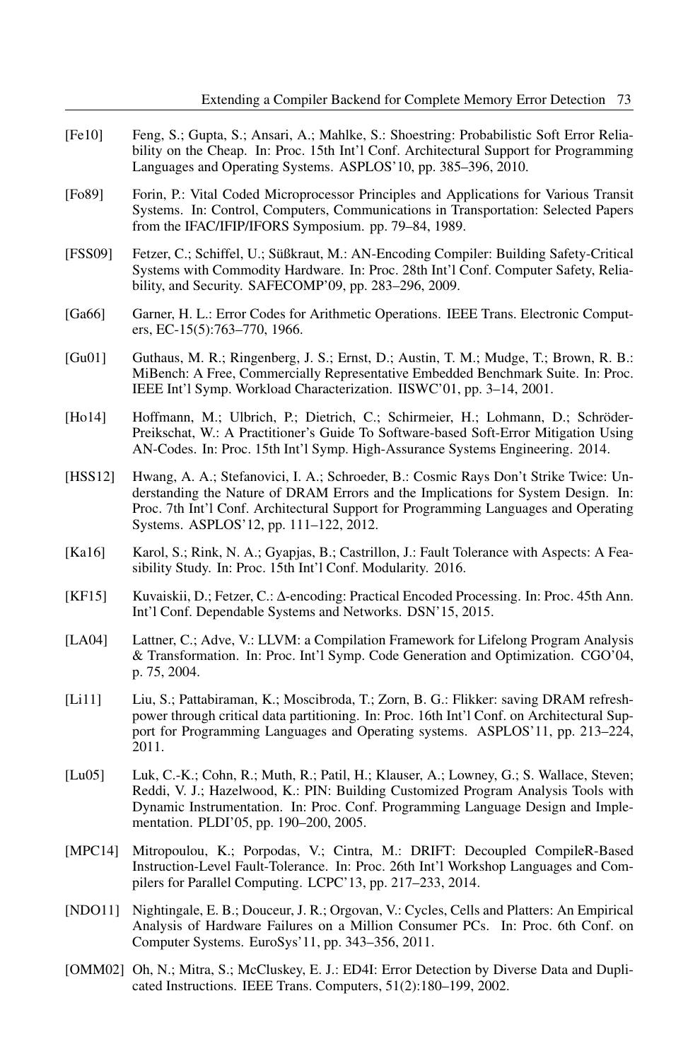[Fe10] Feng, S.; Gupta, S.; Ansari, A.; Mahlke, S.: Shoestring: Probabilistic Soft Error Reliability on the Cheap. In: Proc. 15th Int'l Conf. Architectural Support for Programming Languages and Operating Systems. ASPLOS'10, pp. 385–396, 2010.

[Fo89] Forin, P.: Vital Coded Microprocessor Principles and Applications for Various Transit Systems. In: Control, Computers, Communications in Transportation: Selected Papers from the IFAC/IFIP/IFORS Symposium. pp. 79–84, 1989.

[FSS09] Fetzer, C.; Schiffel, U.; Süßkraut, M.: AN-Encoding Compiler: Building Safety-Critical Systems with Commodity Hardware. In: Proc. 28th Int'l Conf. Computer Safety, Reliability, and Security. SAFECOMP'09, pp. 283–296, 2009.

[Ga66] Garner, H. L.: Error Codes for Arithmetic Operations. IEEE Trans. Electronic Computers, EC-15(5):763–770, 1966.

[Gu01] Guthaus, M. R.; Ringenberg, J. S.; Ernst, D.; Austin, T. M.; Mudge, T.; Brown, R. B.: MiBench: A Free, Commercially Representative Embedded Benchmark Suite. In: Proc. IEEE Int'l Symp. Workload Characterization. IISWC'01, pp. 3–14, 2001.

[Ho14] Hoffmann, M.; Ulbrich, P.; Dietrich, C.; Schirmeier, H.; Lohmann, D.; Schröder-Preikschat, W.: A Practitioner's Guide To Software-based Soft-Error Mitigation Using AN-Codes. In: Proc. 15th Int'l Symp. High-Assurance Systems Engineering. 2014.

[HSS12] Hwang, A. A.; Stefanovici, I. A.; Schroeder, B.: Cosmic Rays Don't Strike Twice: Understanding the Nature of DRAM Errors and the Implications for System Design. In: Proc. 7th Int'l Conf. Architectural Support for Programming Languages and Operating Systems. ASPLOS'12, pp. 111–122, 2012.

[Ka16] Karol, S.; Rink, N. A.; Gyapjas, B.; Castrillon, J.: Fault Tolerance with Aspects: A Feasibility Study. In: Proc. 15th Int'l Conf. Modularity. 2016.

[KF15] Kuvaiskii, D.; Fetzer, C.: Δ-encoding: Practical Encoded Processing. In: Proc. 45th Ann. Int'l Conf. Dependable Systems and Networks. DSN'15, 2015.

[LA04] Lattner, C.; Adve, V.: LLVM: a Compilation Framework for Lifelong Program Analysis & Transformation. In: Proc. Int'l Symp. Code Generation and Optimization. CGO'04, p. 75, 2004.

[Li11] Liu, S.; Pattabiraman, K.; Moscibroda, T.; Zorn, B. G.: Flikker: saving DRAM refresh-power through critical data partitioning. In: Proc. 16th Int'l Conf. on Architectural Support for Programming Languages and Operating systems. ASPLOS'11, pp. 213–224, 2011.

[Lu05] Luk, C.-K.; Cohn, R.; Muth, R.; Patil, H.; Klauser, A.; Lowney, G.; S. Wallace, Steven; Reddi, V. J.; Hazelwood, K.: PIN: Building Customized Program Analysis Tools with Dynamic Instrumentation. In: Proc. Conf. Programming Language Design and Implementation. PLDI'05, pp. 190–200, 2005.

[MPC14] Mitropoulou, K.; Porpodas, V.; Cintra, M.: DRIFT: Decoupled CompileR-Based Instruction-Level Fault-Tolerance. In: Proc. 26th Int'l Workshop Languages and Compilers for Parallel Computing. LCPC'13, pp. 217–233, 2014.

[NDO11] Nightingale, E. B.; Douceur, J. R.; Orgovan, V.: Cycles, Cells and Platters: An Empirical Analysis of Hardware Failures on a Million Consumer PCs. In: Proc. 6th Conf. on Computer Systems. EuroSys'11, pp. 343–356, 2011.

[OMM02] Oh, N.; Mitra, S.; McCluskey, E. J.: ED4I: Error Detection by Diverse Data and Duplicated Instructions. IEEE Trans. Computers, 51(2):180–199, 2002.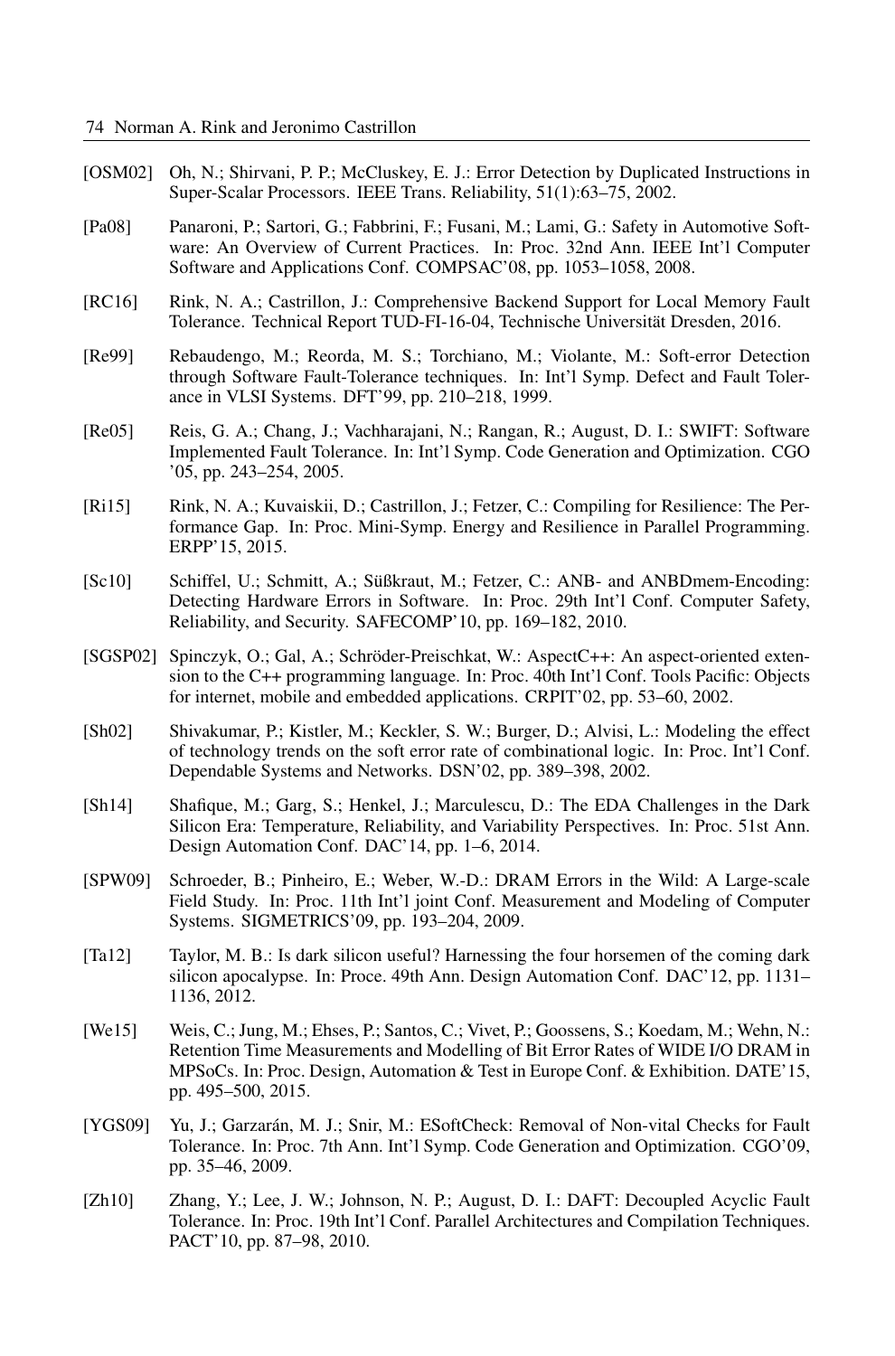[OSM02] Oh, N.; Shirvani, P. P.; McCluskey, E. J.: Error Detection by Duplicated Instructions in Super-Scalar Processors. IEEE Trans. Reliability, 51(1):63–75, 2002.

[Pa08] Panaroni, P.; Sartori, G.; Fabbrini, F.; Fusani, M.; Lami, G.: Safety in Automotive Software: An Overview of Current Practices. In: Proc. 32nd Ann. IEEE Int'l Computer Software and Applications Conf. COMPSAC'08, pp. 1053–1058, 2008.

[RC16] Rink, N. A.; Castrillon, J.: Comprehensive Backend Support for Local Memory Fault Tolerance. Technical Report TUD-FI-16-04, Technische Universität Dresden, 2016.

[Re99] Rebaudengo, M.; Reorda, M. S.; Torchiano, M.; Violante, M.: Soft-error Detection through Software Fault-Tolerance techniques. In: Int'l Symp. Defect and Fault Tolerance in VLSI Systems. DFT'99, pp. 210–218, 1999.

[Re05] Reis, G. A.; Chang, J.; Vachharajani, N.; Rangan, R.; August, D. I.: SWIFT: Software Implemented Fault Tolerance. In: Int'l Symp. Code Generation and Optimization. CGO '05, pp. 243–254, 2005.

[Ri15] Rink, N. A.; Kuvaiskii, D.; Castrillon, J.; Fetzer, C.: Compiling for Resilience: The Performance Gap. In: Proc. Mini-Symp. Energy and Resilience in Parallel Programming. ERPP'15, 2015.

[Sc10] Schiffel, U.; Schmitt, A.; Süßkraut, M.; Fetzer, C.: ANB- and ANBDmem-Encoding: Detecting Hardware Errors in Software. In: Proc. 29th Int'l Conf. Computer Safety, Reliability, and Security. SAFECOMP'10, pp. 169–182, 2010.

[SGSP02] Spinczyk, O.; Gal, A.; Schröder-Preischkat, W.: AspectC++: An aspect-oriented extension to the C++ programming language. In: Proc. 40th Int'l Conf. Tools Pacific: Objects for internet, mobile and embedded applications. CRPIT'02, pp. 53–60, 2002.

[Sh02] Shivakumar, P.; Kistler, M.; Keckler, S. W.; Burger, D.; Alvisi, L.: Modeling the effect of technology trends on the soft error rate of combinational logic. In: Proc. Int'l Conf. Dependable Systems and Networks. DSN'02, pp. 389–398, 2002.

[Sh14] Shafique, M.; Garg, S.; Henkel, J.; Marculescu, D.: The EDA Challenges in the Dark Silicon Era: Temperature, Reliability, and Variability Perspectives. In: Proc. 51st Ann. Design Automation Conf. DAC'14, pp. 1–6, 2014.

[SPW09] Schroeder, B.; Pinheiro, E.; Weber, W.-D.: DRAM Errors in the Wild: A Large-scale Field Study. In: Proc. 11th Int'l joint Conf. Measurement and Modeling of Computer Systems. SIGMETRICS'09, pp. 193–204, 2009.

[Ta12] Taylor, M. B.: Is dark silicon useful? Harnessing the four horsemen of the coming dark silicon apocalypse. In: Proce. 49th Ann. Design Automation Conf. DAC'12, pp. 1131–1136, 2012.

[We15] Weis, C.; Jung, M.; Ehses, P.; Santos, C.; Vivet, P.; Goossens, S.; Koedam, M.; Wehn, N.: Retention Time Measurements and Modelling of Bit Error Rates of WIDE I/O DRAM in MPSoCs. In: Proc. Design, Automation & Test in Europe Conf. & Exhibition. DATE'15, pp. 495–500, 2015.

[YGS09] Yu, J.; Garzarán, M. J.; Snir, M.: ESoftCheck: Removal of Non-vital Checks for Fault Tolerance. In: Proc. 7th Ann. Int'l Symp. Code Generation and Optimization. CGO'09, pp. 35–46, 2009.

[Zh10] Zhang, Y.; Lee, J. W.; Johnson, N. P.; August, D. I.: DAFT: Decoupled Acyclic Fault Tolerance. In: Proc. 19th Int'l Conf. Parallel Architectures and Compilation Techniques. PACT'10, pp. 87–98, 2010.